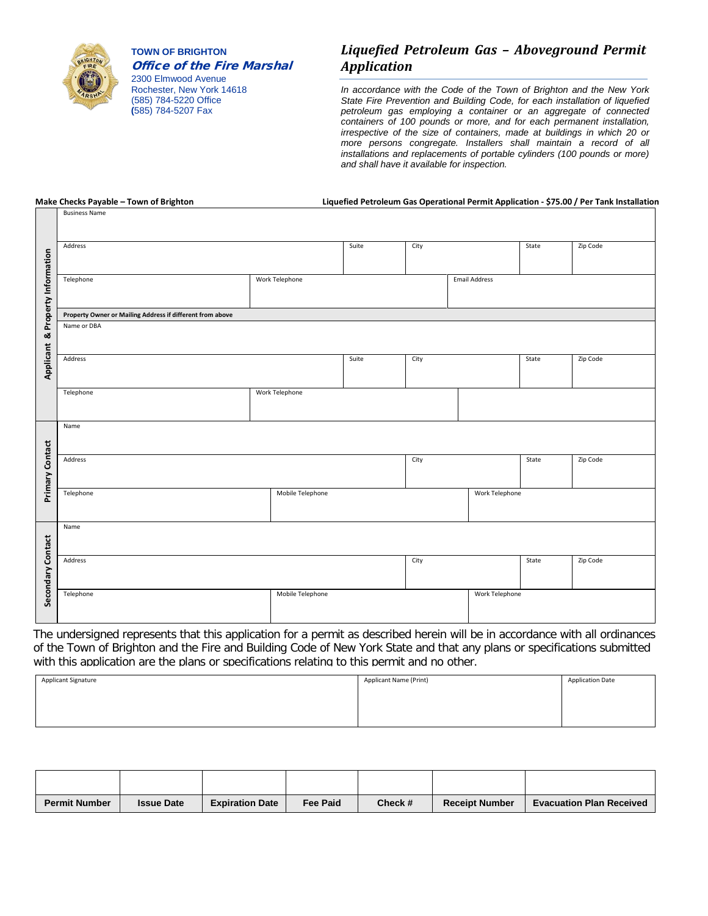**TOWN OF BRIGHTON**
***Office of the Fire Marshal***
2300 Elmwood Avenue
Rochester, New York 14618
(585) 784-5220 Office
(585) 784-5207 Fax

# *Liquefied Petroleum Gas – Aboveground Permit Application*

*In accordance with the Code of the Town of Brighton and the New York State Fire Prevention and Building Code, for each installation of liquefied petroleum gas employing a container or an aggregate of connected containers of 100 pounds or more, and for each permanent installation, irrespective of the size of containers, made at buildings in which 20 or more persons congregate. Installers shall maintain a record of all installations and replacements of portable cylinders (100 pounds or more) and shall have it available for inspection.*

**Make Checks Payable – Town of Brighton**

**Liquefied Petroleum Gas Operational Permit Application - $75.00 / Per Tank Installation**

## Applicant & Property Information

| Business Name | | | | | |
|---|---|---|---|---|---|
| Address | | Suite | City | State | Zip Code |
| Telephone | Work Telephone | | Email Address | | |
| **Property Owner or Mailing Address if different from above** | | | | | |
| Name or DBA | | | | | |
| Address | | Suite | City | State | Zip Code |
| Telephone | Work Telephone | | | | |

## Primary Contact

| Name | | | | |
|---|---|---|---|---|
| Address | | City | State | Zip Code |
| Telephone | Mobile Telephone | Work Telephone | | |

## Secondary Contact

| Name | | | | |
|---|---|---|---|---|
| Address | | City | State | Zip Code |
| Telephone | Mobile Telephone | Work Telephone | | |

The undersigned represents that this application for a permit as described herein will be in accordance with all ordinances of the Town of Brighton and the Fire and Building Code of New York State and that any plans or specifications submitted with this application are the plans or specifications relating to this permit and no other.

| Applicant Signature | Applicant Name (Print) | Application Date |
|---|---|---|
| | | |

| | | | | | | |
|---|---|---|---|---|---|---|
| **Permit Number** | **Issue Date** | **Expiration Date** | **Fee Paid** | **Check #** | **Receipt Number** | **Evacuation Plan Received** |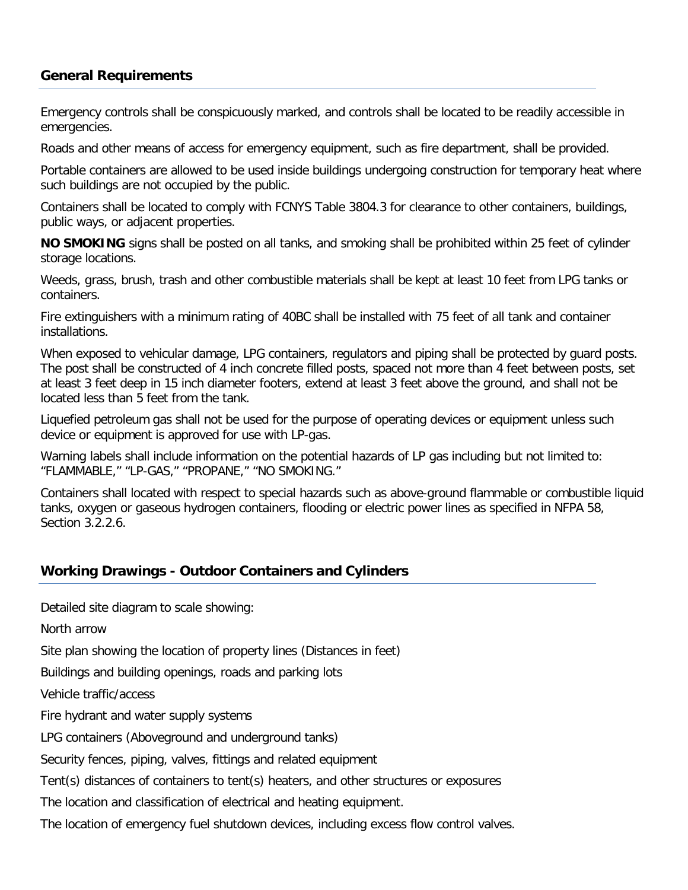## General Requirements

Emergency controls shall be conspicuously marked, and controls shall be located to be readily accessible in emergencies.

Roads and other means of access for emergency equipment, such as fire department, shall be provided.

Portable containers are allowed to be used inside buildings undergoing construction for temporary heat where such buildings are not occupied by the public.

Containers shall be located to comply with FCNYS Table 3804.3 for clearance to other containers, buildings, public ways, or adjacent properties.

**NO SMOKING** signs shall be posted on all tanks, and smoking shall be prohibited within 25 feet of cylinder storage locations.

Weeds, grass, brush, trash and other combustible materials shall be kept at least 10 feet from LPG tanks or containers.

Fire extinguishers with a minimum rating of 40BC shall be installed with 75 feet of all tank and container installations.

When exposed to vehicular damage, LPG containers, regulators and piping shall be protected by guard posts. The post shall be constructed of 4 inch concrete filled posts, spaced not more than 4 feet between posts, set at least 3 feet deep in 15 inch diameter footers, extend at least 3 feet above the ground, and shall not be located less than 5 feet from the tank.

Liquefied petroleum gas shall not be used for the purpose of operating devices or equipment unless such device or equipment is approved for use with LP-gas.

Warning labels shall include information on the potential hazards of LP gas including but not limited to: "FLAMMABLE," "LP-GAS," "PROPANE," "NO SMOKING."

Containers shall located with respect to special hazards such as above-ground flammable or combustible liquid tanks, oxygen or gaseous hydrogen containers, flooding or electric power lines as specified in NFPA 58, Section 3.2.2.6.

## Working Drawings - Outdoor Containers and Cylinders

Detailed site diagram to scale showing:

North arrow

Site plan showing the location of property lines (Distances in feet)

Buildings and building openings, roads and parking lots

Vehicle traffic/access

Fire hydrant and water supply systems

LPG containers (Aboveground and underground tanks)

Security fences, piping, valves, fittings and related equipment

Tent(s) distances of containers to tent(s) heaters, and other structures or exposures

The location and classification of electrical and heating equipment.

The location of emergency fuel shutdown devices, including excess flow control valves.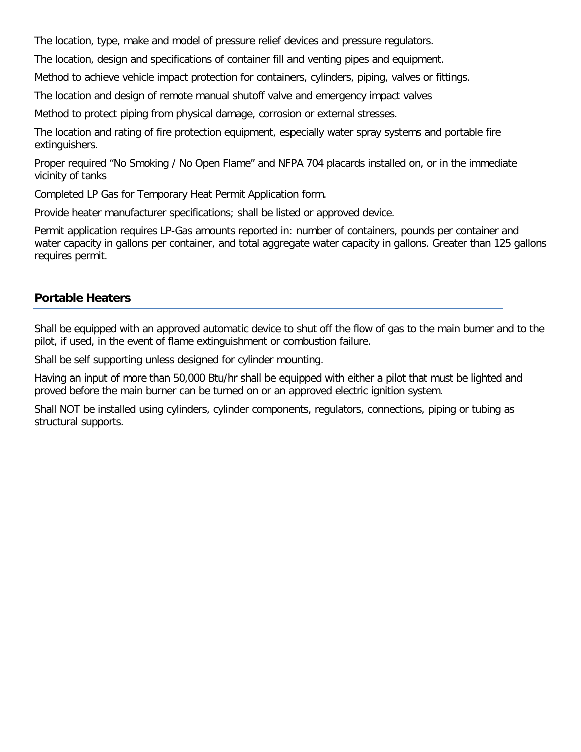The location, type, make and model of pressure relief devices and pressure regulators.

The location, design and specifications of container fill and venting pipes and equipment.

Method to achieve vehicle impact protection for containers, cylinders, piping, valves or fittings.

The location and design of remote manual shutoff valve and emergency impact valves

Method to protect piping from physical damage, corrosion or external stresses.

The location and rating of fire protection equipment, especially water spray systems and portable fire extinguishers.

Proper required "No Smoking / No Open Flame" and NFPA 704 placards installed on, or in the immediate vicinity of tanks

Completed LP Gas for Temporary Heat Permit Application form.

Provide heater manufacturer specifications; shall be listed or approved device.

Permit application requires LP-Gas amounts reported in: number of containers, pounds per container and water capacity in gallons per container, and total aggregate water capacity in gallons. Greater than 125 gallons requires permit.

## Portable Heaters

Shall be equipped with an approved automatic device to shut off the flow of gas to the main burner and to the pilot, if used, in the event of flame extinguishment or combustion failure.

Shall be self supporting unless designed for cylinder mounting.

Having an input of more than 50,000 Btu/hr shall be equipped with either a pilot that must be lighted and proved before the main burner can be turned on or an approved electric ignition system.

Shall NOT be installed using cylinders, cylinder components, regulators, connections, piping or tubing as structural supports.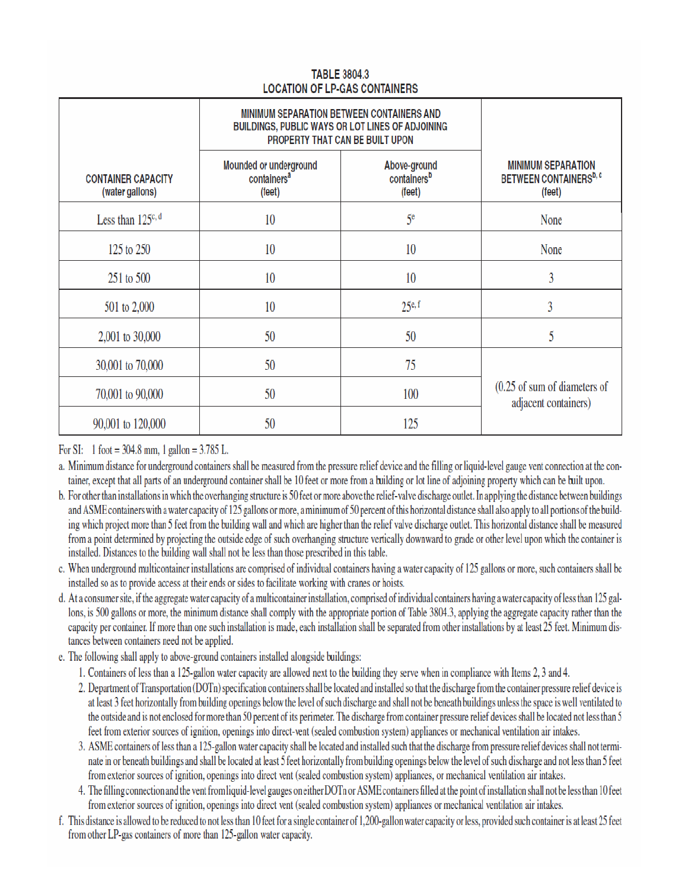**TABLE 3804.3**
**LOCATION OF LP-GAS CONTAINERS**

| CONTAINER CAPACITY (water gallons) | MINIMUM SEPARATION BETWEEN CONTAINERS AND BUILDINGS, PUBLIC WAYS OR LOT LINES OF ADJOINING PROPERTY THAT CAN BE BUILT UPON | | MINIMUM SEPARATION BETWEEN CONTAINERS[b, c] (feet) |
|---|---|---|---|
| | Mounded or underground containers[a] (feet) | Above-ground containers[b] (feet) | |
| Less than 125[c, d] | 10 | 5[e] | None |
| 125 to 250 | 10 | 10 | None |
| 251 to 500 | 10 | 10 | 3 |
| 501 to 2,000 | 10 | 25[e, f] | 3 |
| 2,001 to 30,000 | 50 | 50 | 5 |
| 30,001 to 70,000 | 50 | 75 | (0.25 of sum of diameters of adjacent containers) |
| 70,001 to 90,000 | 50 | 100 | (0.25 of sum of diameters of adjacent containers) |
| 90,001 to 120,000 | 50 | 125 | (0.25 of sum of diameters of adjacent containers) |

For SI: 1 foot = 304.8 mm, 1 gallon = 3.785 L.

a. Minimum distance for underground containers shall be measured from the pressure relief device and the filling or liquid-level gauge vent connection at the container, except that all parts of an underground container shall be 10 feet or more from a building or lot line of adjoining property which can be built upon.

b. For other than installations in which the overhanging structure is 50 feet or more above the relief-valve discharge outlet. In applying the distance between buildings and ASME containers with a water capacity of 125 gallons or more, a minimum of 50 percent of this horizontal distance shall also apply to all portions of the building which project more than 5 feet from the building wall and which are higher than the relief valve discharge outlet. This horizontal distance shall be measured from a point determined by projecting the outside edge of such overhanging structure vertically downward to grade or other level upon which the container is installed. Distances to the building wall shall not be less than those prescribed in this table.

c. When underground multicontainer installations are comprised of individual containers having a water capacity of 125 gallons or more, such containers shall be installed so as to provide access at their ends or sides to facilitate working with cranes or hoists.

d. At a consumer site, if the aggregate water capacity of a multicontainer installation, comprised of individual containers having a water capacity of less than 125 gallons, is 500 gallons or more, the minimum distance shall comply with the appropriate portion of Table 3804.3, applying the aggregate capacity rather than the capacity per container. If more than one such installation is made, each installation shall be separated from other installations by at least 25 feet. Minimum distances between containers need not be applied.

e. The following shall apply to above-ground containers installed alongside buildings:

1. Containers of less than a 125-gallon water capacity are allowed next to the building they serve when in compliance with Items 2, 3 and 4.
2. Department of Transportation (DOTn) specification containers shall be located and installed so that the discharge from the container pressure relief device is at least 3 feet horizontally from building openings below the level of such discharge and shall not be beneath buildings unless the space is well ventilated to the outside and is not enclosed for more than 50 percent of its perimeter. The discharge from container pressure relief devices shall be located not less than 5 feet from exterior sources of ignition, openings into direct-vent (sealed combustion system) appliances or mechanical ventilation air intakes.
3. ASME containers of less than a 125-gallon water capacity shall be located and installed such that the discharge from pressure relief devices shall not terminate in or beneath buildings and shall be located at least 5 feet horizontally from building openings below the level of such discharge and not less than 5 feet from exterior sources of ignition, openings into direct vent (sealed combustion system) appliances, or mechanical ventilation air intakes.
4. The filling connection and the vent from liquid-level gauges on either DOTn or ASME containers filled at the point of installation shall not be less than 10 feet from exterior sources of ignition, openings into direct vent (sealed combustion system) appliances or mechanical ventilation air intakes.

f. This distance is allowed to be reduced to not less than 10 feet for a single container of 1,200-gallon water capacity or less, provided such container is at least 25 feet from other LP-gas containers of more than 125-gallon water capacity.